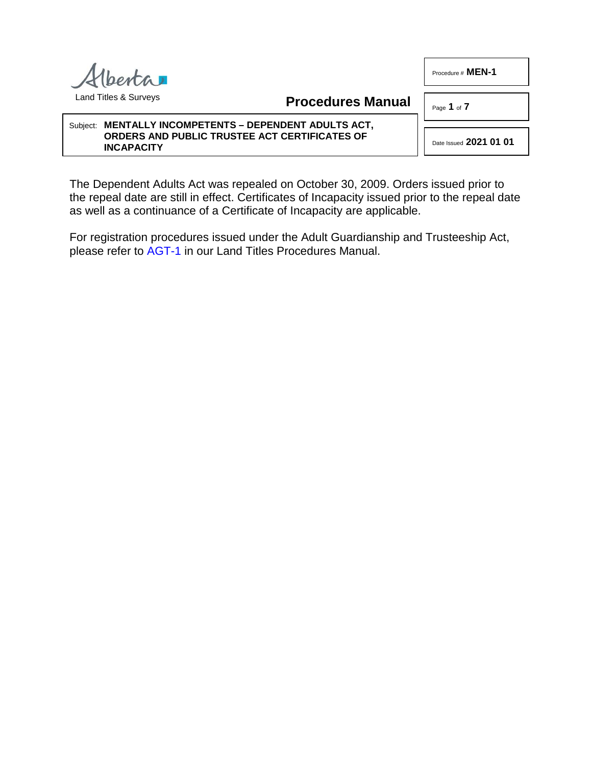Alberta

Land Titles & Surveys

**Procedures Manual**

Procedure # **MEN-1**

Date Issued **2021 01 01**

Subject: **MENTALLY INCOMPETENTS – DEPENDENT ADULTS ACT, ORDERS AND PUBLIC TRUSTEE ACT CERTIFICATES OF INCAPACITY**

The Dependent Adults Act was repealed on October 30, 2009. Orders issued prior to the repeal date are still in effect. Certificates of Incapacity issued prior to the repeal date as well as a continuance of a Certificate of Incapacity are applicable.

For registration procedures issued under the Adult Guardianship and Trusteeship Act, please refer to AGT-1 in our Land Titles Procedures Manual.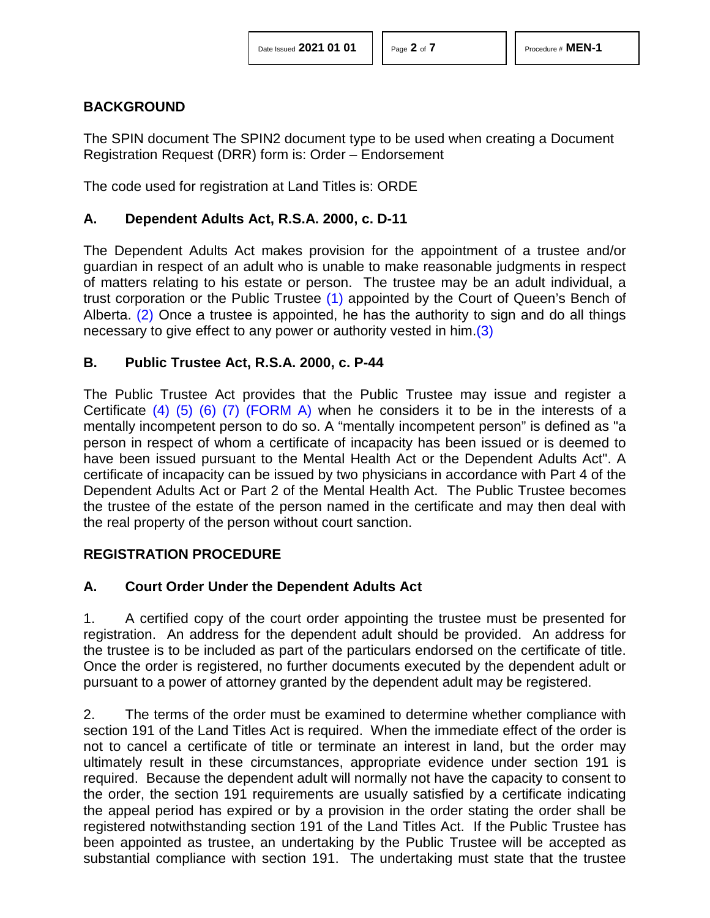## BACKGROUND

The SPIN document The SPIN2 document type to be used when creating a Document Registration Request (DRR) form is: Order – Endorsement

The code used for registration at Land Titles is: ORDE

### A. Dependent Adults Act, R.S.A. 2000, c. D-11

The Dependent Adults Act makes provision for the appointment of a trustee and/or guardian in respect of an adult who is unable to make reasonable judgments in respect of matters relating to his estate or person. The trustee may be an adult individual, a trust corporation or the Public Trustee (1) appointed by the Court of Queen's Bench of Alberta. (2) Once a trustee is appointed, he has the authority to sign and do all things necessary to give effect to any power or authority vested in him.(3)

### B. Public Trustee Act, R.S.A. 2000, c. P-44

The Public Trustee Act provides that the Public Trustee may issue and register a Certificate (4) (5) (6) (7) (FORM A) when he considers it to be in the interests of a mentally incompetent person to do so. A "mentally incompetent person" is defined as "a person in respect of whom a certificate of incapacity has been issued or is deemed to have been issued pursuant to the Mental Health Act or the Dependent Adults Act". A certificate of incapacity can be issued by two physicians in accordance with Part 4 of the Dependent Adults Act or Part 2 of the Mental Health Act. The Public Trustee becomes the trustee of the estate of the person named in the certificate and may then deal with the real property of the person without court sanction.

## REGISTRATION PROCEDURE

### A. Court Order Under the Dependent Adults Act

1. A certified copy of the court order appointing the trustee must be presented for registration. An address for the dependent adult should be provided. An address for the trustee is to be included as part of the particulars endorsed on the certificate of title. Once the order is registered, no further documents executed by the dependent adult or pursuant to a power of attorney granted by the dependent adult may be registered.

2. The terms of the order must be examined to determine whether compliance with section 191 of the Land Titles Act is required. When the immediate effect of the order is not to cancel a certificate of title or terminate an interest in land, but the order may ultimately result in these circumstances, appropriate evidence under section 191 is required. Because the dependent adult will normally not have the capacity to consent to the order, the section 191 requirements are usually satisfied by a certificate indicating the appeal period has expired or by a provision in the order stating the order shall be registered notwithstanding section 191 of the Land Titles Act. If the Public Trustee has been appointed as trustee, an undertaking by the Public Trustee will be accepted as substantial compliance with section 191. The undertaking must state that the trustee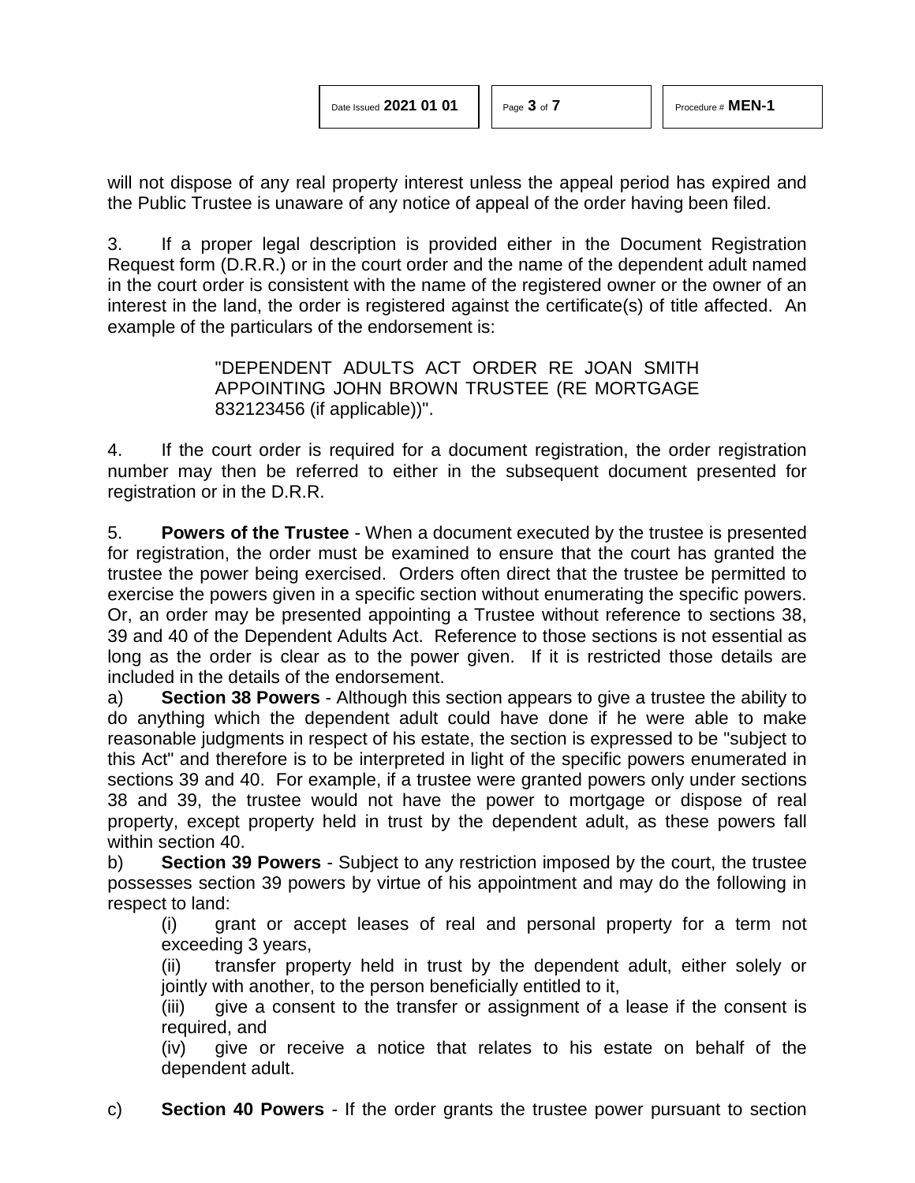will not dispose of any real property interest unless the appeal period has expired and the Public Trustee is unaware of any notice of appeal of the order having been filed.

3. If a proper legal description is provided either in the Document Registration Request form (D.R.R.) or in the court order and the name of the dependent adult named in the court order is consistent with the name of the registered owner or the owner of an interest in the land, the order is registered against the certificate(s) of title affected. An example of the particulars of the endorsement is:

> "DEPENDENT ADULTS ACT ORDER RE JOAN SMITH APPOINTING JOHN BROWN TRUSTEE (RE MORTGAGE 832123456 (if applicable))".

4. If the court order is required for a document registration, the order registration number may then be referred to either in the subsequent document presented for registration or in the D.R.R.

5. **Powers of the Trustee** - When a document executed by the trustee is presented for registration, the order must be examined to ensure that the court has granted the trustee the power being exercised. Orders often direct that the trustee be permitted to exercise the powers given in a specific section without enumerating the specific powers. Or, an order may be presented appointing a Trustee without reference to sections 38, 39 and 40 of the Dependent Adults Act. Reference to those sections is not essential as long as the order is clear as to the power given. If it is restricted those details are included in the details of the endorsement.

a) **Section 38 Powers** - Although this section appears to give a trustee the ability to do anything which the dependent adult could have done if he were able to make reasonable judgments in respect of his estate, the section is expressed to be "subject to this Act" and therefore is to be interpreted in light of the specific powers enumerated in sections 39 and 40. For example, if a trustee were granted powers only under sections 38 and 39, the trustee would not have the power to mortgage or dispose of real property, except property held in trust by the dependent adult, as these powers fall within section 40.

b) **Section 39 Powers** - Subject to any restriction imposed by the court, the trustee possesses section 39 powers by virtue of his appointment and may do the following in respect to land:

(i) grant or accept leases of real and personal property for a term not exceeding 3 years,

(ii) transfer property held in trust by the dependent adult, either solely or jointly with another, to the person beneficially entitled to it,

(iii) give a consent to the transfer or assignment of a lease if the consent is required, and

(iv) give or receive a notice that relates to his estate on behalf of the dependent adult.

c) **Section 40 Powers** - If the order grants the trustee power pursuant to section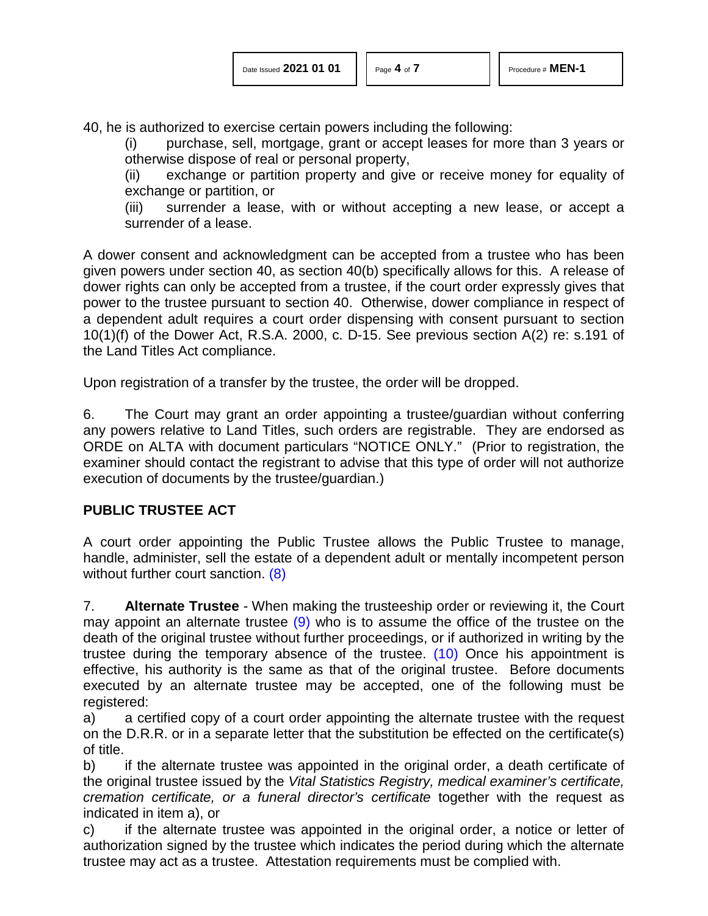40, he is authorized to exercise certain powers including the following:

(i) purchase, sell, mortgage, grant or accept leases for more than 3 years or otherwise dispose of real or personal property,

(ii) exchange or partition property and give or receive money for equality of exchange or partition, or

(iii) surrender a lease, with or without accepting a new lease, or accept a surrender of a lease.

A dower consent and acknowledgment can be accepted from a trustee who has been given powers under section 40, as section 40(b) specifically allows for this. A release of dower rights can only be accepted from a trustee, if the court order expressly gives that power to the trustee pursuant to section 40. Otherwise, dower compliance in respect of a dependent adult requires a court order dispensing with consent pursuant to section 10(1)(f) of the Dower Act, R.S.A. 2000, c. D-15. See previous section A(2) re: s.191 of the Land Titles Act compliance.

Upon registration of a transfer by the trustee, the order will be dropped.

6. The Court may grant an order appointing a trustee/guardian without conferring any powers relative to Land Titles, such orders are registrable. They are endorsed as ORDE on ALTA with document particulars "NOTICE ONLY." (Prior to registration, the examiner should contact the registrant to advise that this type of order will not authorize execution of documents by the trustee/guardian.)

**PUBLIC TRUSTEE ACT**

A court order appointing the Public Trustee allows the Public Trustee to manage, handle, administer, sell the estate of a dependent adult or mentally incompetent person without further court sanction. (8)

7. **Alternate Trustee** - When making the trusteeship order or reviewing it, the Court may appoint an alternate trustee (9) who is to assume the office of the trustee on the death of the original trustee without further proceedings, or if authorized in writing by the trustee during the temporary absence of the trustee. (10) Once his appointment is effective, his authority is the same as that of the original trustee. Before documents executed by an alternate trustee may be accepted, one of the following must be registered:

a) a certified copy of a court order appointing the alternate trustee with the request on the D.R.R. or in a separate letter that the substitution be effected on the certificate(s) of title.

b) if the alternate trustee was appointed in the original order, a death certificate of the original trustee issued by the *Vital Statistics Registry, medical examiner's certificate, cremation certificate, or a funeral director's certificate* together with the request as indicated in item a), or

c) if the alternate trustee was appointed in the original order, a notice or letter of authorization signed by the trustee which indicates the period during which the alternate trustee may act as a trustee. Attestation requirements must be complied with.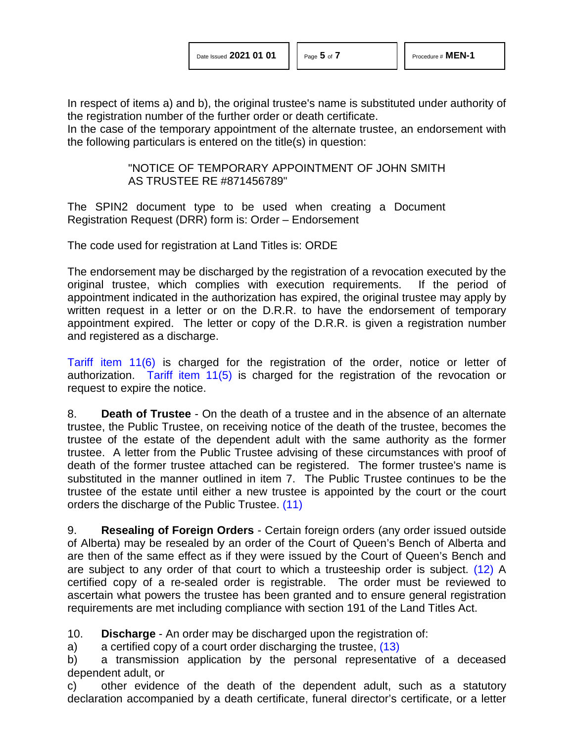In respect of items a) and b), the original trustee's name is substituted under authority of the registration number of the further order or death certificate.
In the case of the temporary appointment of the alternate trustee, an endorsement with the following particulars is entered on the title(s) in question:

> "NOTICE OF TEMPORARY APPOINTMENT OF JOHN SMITH AS TRUSTEE RE #871456789"

The SPIN2 document type to be used when creating a Document Registration Request (DRR) form is: Order – Endorsement

The code used for registration at Land Titles is: ORDE

The endorsement may be discharged by the registration of a revocation executed by the original trustee, which complies with execution requirements. If the period of appointment indicated in the authorization has expired, the original trustee may apply by written request in a letter or on the D.R.R. to have the endorsement of temporary appointment expired. The letter or copy of the D.R.R. is given a registration number and registered as a discharge.

Tariff item 11(6) is charged for the registration of the order, notice or letter of authorization. Tariff item 11(5) is charged for the registration of the revocation or request to expire the notice.

8. **Death of Trustee** - On the death of a trustee and in the absence of an alternate trustee, the Public Trustee, on receiving notice of the death of the trustee, becomes the trustee of the estate of the dependent adult with the same authority as the former trustee. A letter from the Public Trustee advising of these circumstances with proof of death of the former trustee attached can be registered. The former trustee's name is substituted in the manner outlined in item 7. The Public Trustee continues to be the trustee of the estate until either a new trustee is appointed by the court or the court orders the discharge of the Public Trustee. (11)

9. **Resealing of Foreign Orders** - Certain foreign orders (any order issued outside of Alberta) may be resealed by an order of the Court of Queen's Bench of Alberta and are then of the same effect as if they were issued by the Court of Queen's Bench and are subject to any order of that court to which a trusteeship order is subject. (12) A certified copy of a re-sealed order is registrable. The order must be reviewed to ascertain what powers the trustee has been granted and to ensure general registration requirements are met including compliance with section 191 of the Land Titles Act.

10. **Discharge** - An order may be discharged upon the registration of:

a) a certified copy of a court order discharging the trustee, (13)

b) a transmission application by the personal representative of a deceased dependent adult, or

c) other evidence of the death of the dependent adult, such as a statutory declaration accompanied by a death certificate, funeral director's certificate, or a letter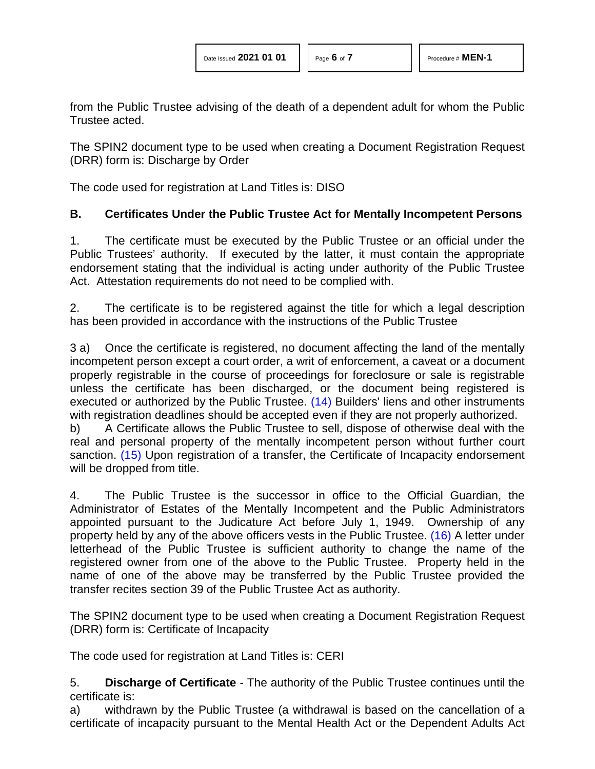from the Public Trustee advising of the death of a dependent adult for whom the Public Trustee acted.

The SPIN2 document type to be used when creating a Document Registration Request (DRR) form is: Discharge by Order

The code used for registration at Land Titles is: DISO

**B. Certificates Under the Public Trustee Act for Mentally Incompetent Persons**

1. The certificate must be executed by the Public Trustee or an official under the Public Trustees' authority. If executed by the latter, it must contain the appropriate endorsement stating that the individual is acting under authority of the Public Trustee Act. Attestation requirements do not need to be complied with.

2. The certificate is to be registered against the title for which a legal description has been provided in accordance with the instructions of the Public Trustee

3 a) Once the certificate is registered, no document affecting the land of the mentally incompetent person except a court order, a writ of enforcement, a caveat or a document properly registrable in the course of proceedings for foreclosure or sale is registrable unless the certificate has been discharged, or the document being registered is executed or authorized by the Public Trustee. (14) Builders' liens and other instruments with registration deadlines should be accepted even if they are not properly authorized.

b) A Certificate allows the Public Trustee to sell, dispose of otherwise deal with the real and personal property of the mentally incompetent person without further court sanction. (15) Upon registration of a transfer, the Certificate of Incapacity endorsement will be dropped from title.

4. The Public Trustee is the successor in office to the Official Guardian, the Administrator of Estates of the Mentally Incompetent and the Public Administrators appointed pursuant to the Judicature Act before July 1, 1949. Ownership of any property held by any of the above officers vests in the Public Trustee. (16) A letter under letterhead of the Public Trustee is sufficient authority to change the name of the registered owner from one of the above to the Public Trustee. Property held in the name of one of the above may be transferred by the Public Trustee provided the transfer recites section 39 of the Public Trustee Act as authority.

The SPIN2 document type to be used when creating a Document Registration Request (DRR) form is: Certificate of Incapacity

The code used for registration at Land Titles is: CERI

5. **Discharge of Certificate** - The authority of the Public Trustee continues until the certificate is:

a) withdrawn by the Public Trustee (a withdrawal is based on the cancellation of a certificate of incapacity pursuant to the Mental Health Act or the Dependent Adults Act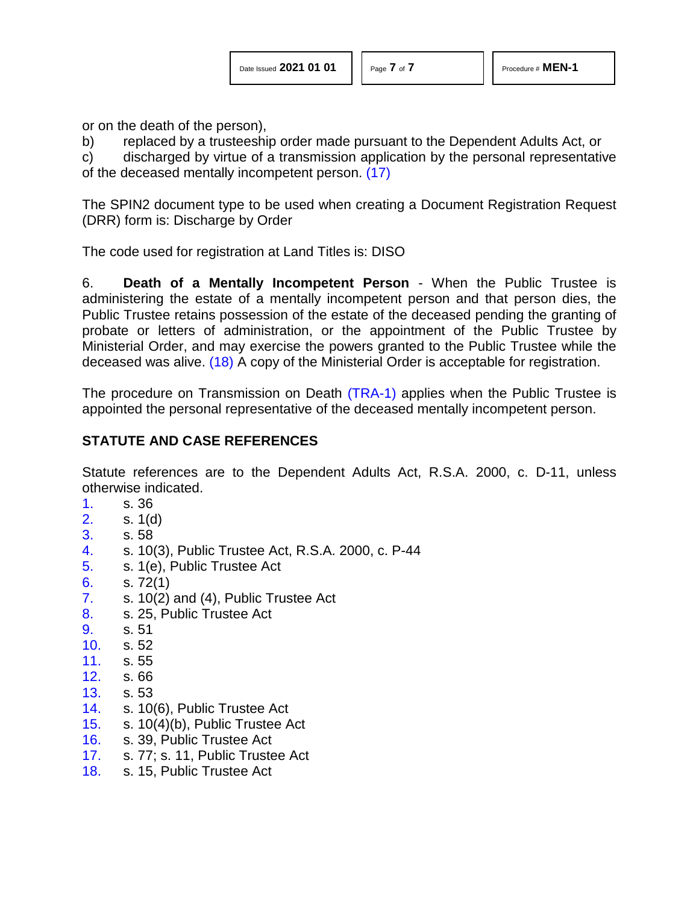or on the death of the person),

b) replaced by a trusteeship order made pursuant to the Dependent Adults Act, or

c) discharged by virtue of a transmission application by the personal representative of the deceased mentally incompetent person. (17)

The SPIN2 document type to be used when creating a Document Registration Request (DRR) form is: Discharge by Order

The code used for registration at Land Titles is: DISO

6. **Death of a Mentally Incompetent Person** - When the Public Trustee is administering the estate of a mentally incompetent person and that person dies, the Public Trustee retains possession of the estate of the deceased pending the granting of probate or letters of administration, or the appointment of the Public Trustee by Ministerial Order, and may exercise the powers granted to the Public Trustee while the deceased was alive. (18) A copy of the Ministerial Order is acceptable for registration.

The procedure on Transmission on Death (TRA-1) applies when the Public Trustee is appointed the personal representative of the deceased mentally incompetent person.

## STATUTE AND CASE REFERENCES

Statute references are to the Dependent Adults Act, R.S.A. 2000, c. D-11, unless otherwise indicated.

1. s. 36
2. s. 1(d)
3. s. 58
4. s. 10(3), Public Trustee Act, R.S.A. 2000, c. P-44
5. s. 1(e), Public Trustee Act
6. s. 72(1)
7. s. 10(2) and (4), Public Trustee Act
8. s. 25, Public Trustee Act
9. s. 51
10. s. 52
11. s. 55
12. s. 66
13. s. 53
14. s. 10(6), Public Trustee Act
15. s. 10(4)(b), Public Trustee Act
16. s. 39, Public Trustee Act
17. s. 77; s. 11, Public Trustee Act
18. s. 15, Public Trustee Act